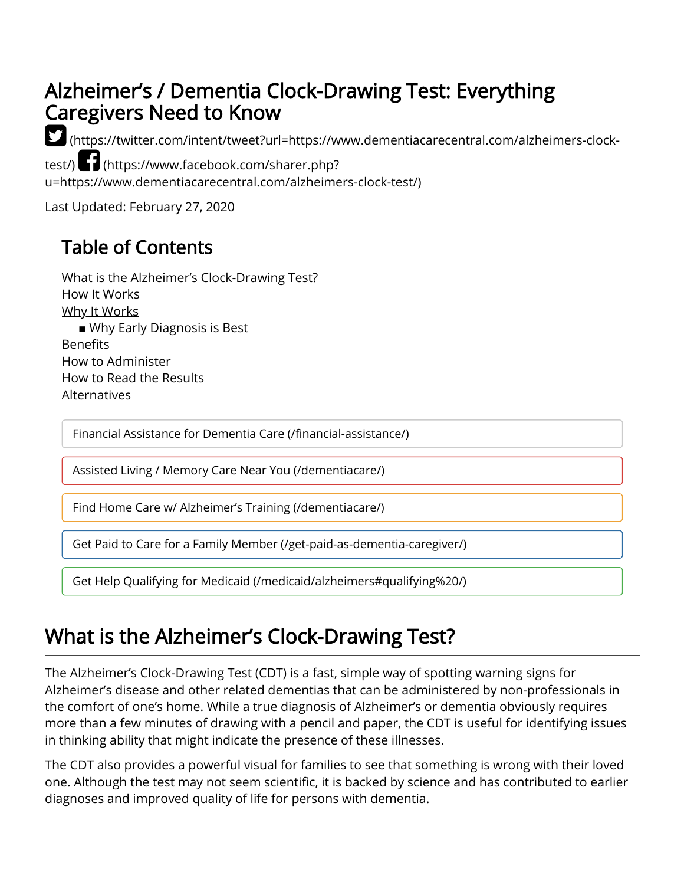# Alzheimer's / Dementia Clock-Drawing Test: Everything Caregivers Need to Know

(https://twitter.com/intent/tweet?url=https://www.dementiacarecentral.com/alzheimers-clock-test/) (https://www.facebook.com/sharer.php?u=https://www.dementiacarecentral.com/alzheimers-clock-test/)

Last Updated: February 27, 2020

## Table of Contents

- What is the Alzheimer's Clock-Drawing Test?
- How It Works
- Why It Works
  - Why Early Diagnosis is Best
- Benefits
- How to Administer
- How to Read the Results
- Alternatives

Financial Assistance for Dementia Care (/financial-assistance/)

Assisted Living / Memory Care Near You (/dementiacare/)

Find Home Care w/ Alzheimer's Training (/dementiacare/)

Get Paid to Care for a Family Member (/get-paid-as-dementia-caregiver/)

Get Help Qualifying for Medicaid (/medicaid/alzheimers#qualifying%20/)

## What is the Alzheimer's Clock-Drawing Test?

The Alzheimer's Clock-Drawing Test (CDT) is a fast, simple way of spotting warning signs for Alzheimer's disease and other related dementias that can be administered by non-professionals in the comfort of one's home. While a true diagnosis of Alzheimer's or dementia obviously requires more than a few minutes of drawing with a pencil and paper, the CDT is useful for identifying issues in thinking ability that might indicate the presence of these illnesses.

The CDT also provides a powerful visual for families to see that something is wrong with their loved one. Although the test may not seem scientific, it is backed by science and has contributed to earlier diagnoses and improved quality of life for persons with dementia.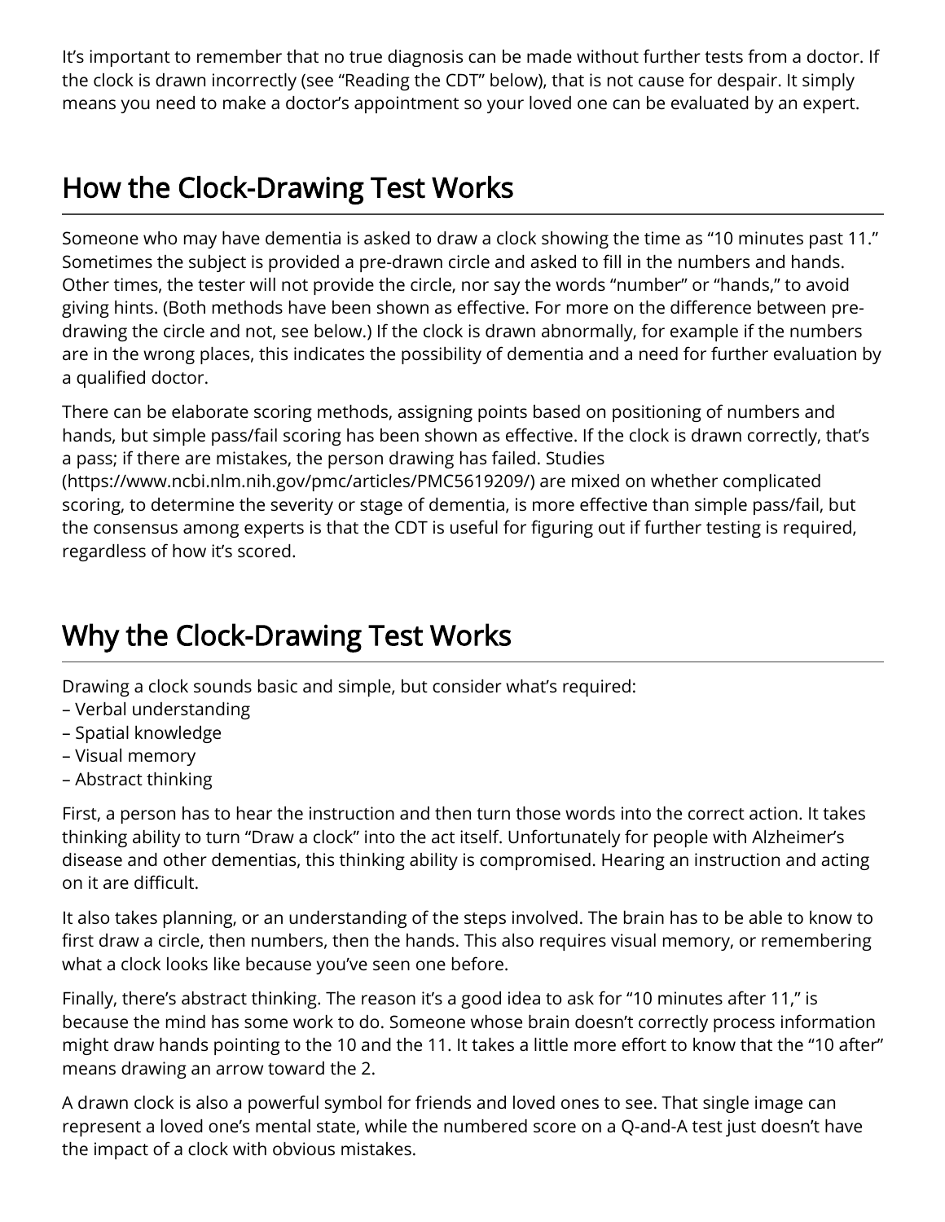It's important to remember that no true diagnosis can be made without further tests from a doctor. If the clock is drawn incorrectly (see "Reading the CDT" below), that is not cause for despair. It simply means you need to make a doctor's appointment so your loved one can be evaluated by an expert.

## How the Clock-Drawing Test Works

Someone who may have dementia is asked to draw a clock showing the time as "10 minutes past 11." Sometimes the subject is provided a pre-drawn circle and asked to fill in the numbers and hands. Other times, the tester will not provide the circle, nor say the words "number" or "hands," to avoid giving hints. (Both methods have been shown as effective. For more on the difference between pre-drawing the circle and not, see below.) If the clock is drawn abnormally, for example if the numbers are in the wrong places, this indicates the possibility of dementia and a need for further evaluation by a qualified doctor.

There can be elaborate scoring methods, assigning points based on positioning of numbers and hands, but simple pass/fail scoring has been shown as effective. If the clock is drawn correctly, that's a pass; if there are mistakes, the person drawing has failed. Studies (https://www.ncbi.nlm.nih.gov/pmc/articles/PMC5619209/) are mixed on whether complicated scoring, to determine the severity or stage of dementia, is more effective than simple pass/fail, but the consensus among experts is that the CDT is useful for figuring out if further testing is required, regardless of how it's scored.

## Why the Clock-Drawing Test Works

Drawing a clock sounds basic and simple, but consider what's required:

– Verbal understanding
– Spatial knowledge
– Visual memory
– Abstract thinking

First, a person has to hear the instruction and then turn those words into the correct action. It takes thinking ability to turn "Draw a clock" into the act itself. Unfortunately for people with Alzheimer's disease and other dementias, this thinking ability is compromised. Hearing an instruction and acting on it are difficult.

It also takes planning, or an understanding of the steps involved. The brain has to be able to know to first draw a circle, then numbers, then the hands. This also requires visual memory, or remembering what a clock looks like because you've seen one before.

Finally, there's abstract thinking. The reason it's a good idea to ask for "10 minutes after 11," is because the mind has some work to do. Someone whose brain doesn't correctly process information might draw hands pointing to the 10 and the 11. It takes a little more effort to know that the "10 after" means drawing an arrow toward the 2.

A drawn clock is also a powerful symbol for friends and loved ones to see. That single image can represent a loved one's mental state, while the numbered score on a Q-and-A test just doesn't have the impact of a clock with obvious mistakes.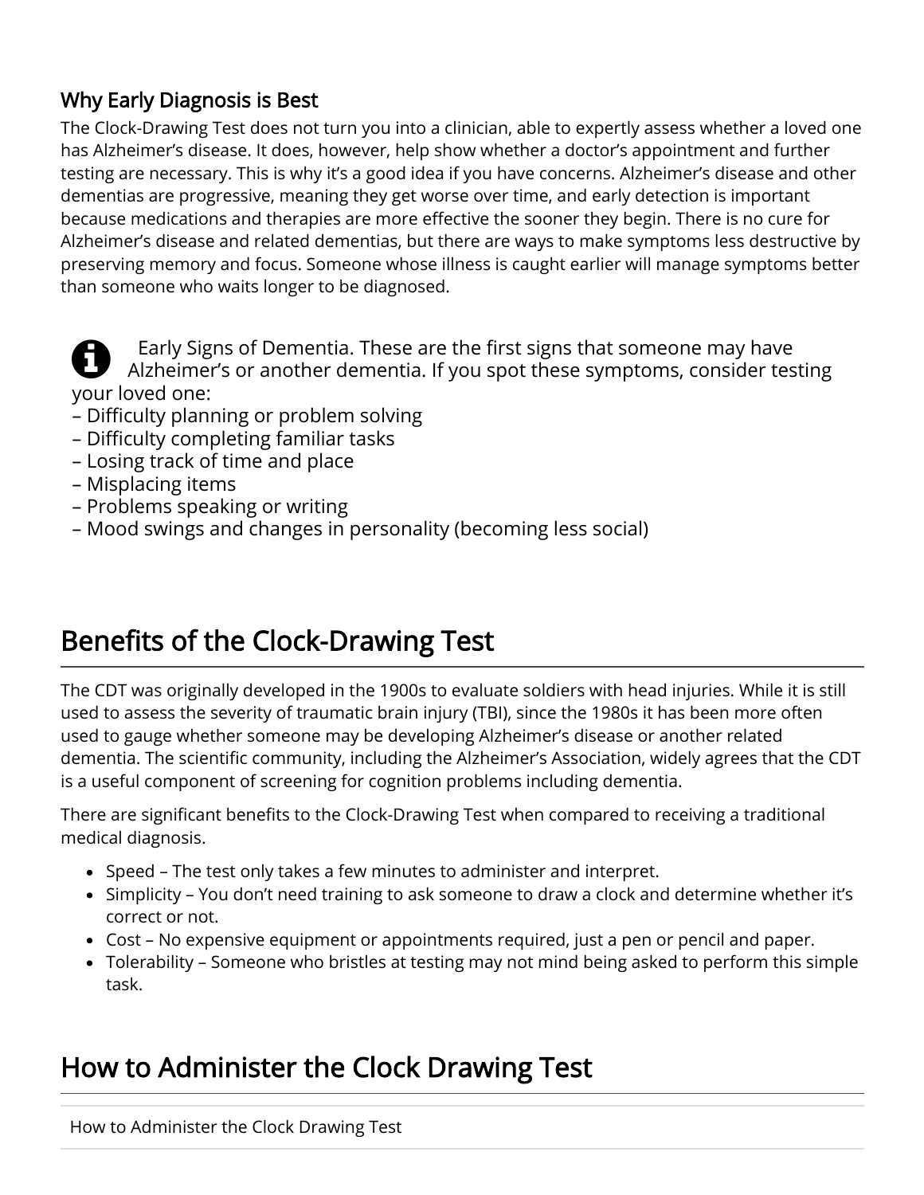### Why Early Diagnosis is Best

The Clock-Drawing Test does not turn you into a clinician, able to expertly assess whether a loved one has Alzheimer's disease. It does, however, help show whether a doctor's appointment and further testing are necessary. This is why it's a good idea if you have concerns. Alzheimer's disease and other dementias are progressive, meaning they get worse over time, and early detection is important because medications and therapies are more effective the sooner they begin. There is no cure for Alzheimer's disease and related dementias, but there are ways to make symptoms less destructive by preserving memory and focus. Someone whose illness is caught earlier will manage symptoms better than someone who waits longer to be diagnosed.

Early Signs of Dementia. These are the first signs that someone may have Alzheimer's or another dementia. If you spot these symptoms, consider testing your loved one:
– Difficulty planning or problem solving
– Difficulty completing familiar tasks
– Losing track of time and place
– Misplacing items
– Problems speaking or writing
– Mood swings and changes in personality (becoming less social)

## Benefits of the Clock-Drawing Test

The CDT was originally developed in the 1900s to evaluate soldiers with head injuries. While it is still used to assess the severity of traumatic brain injury (TBI), since the 1980s it has been more often used to gauge whether someone may be developing Alzheimer's disease or another related dementia. The scientific community, including the Alzheimer's Association, widely agrees that the CDT is a useful component of screening for cognition problems including dementia.

There are significant benefits to the Clock-Drawing Test when compared to receiving a traditional medical diagnosis.

- Speed – The test only takes a few minutes to administer and interpret.
- Simplicity – You don't need training to ask someone to draw a clock and determine whether it's correct or not.
- Cost – No expensive equipment or appointments required, just a pen or pencil and paper.
- Tolerability – Someone who bristles at testing may not mind being asked to perform this simple task.

## How to Administer the Clock Drawing Test

How to Administer the Clock Drawing Test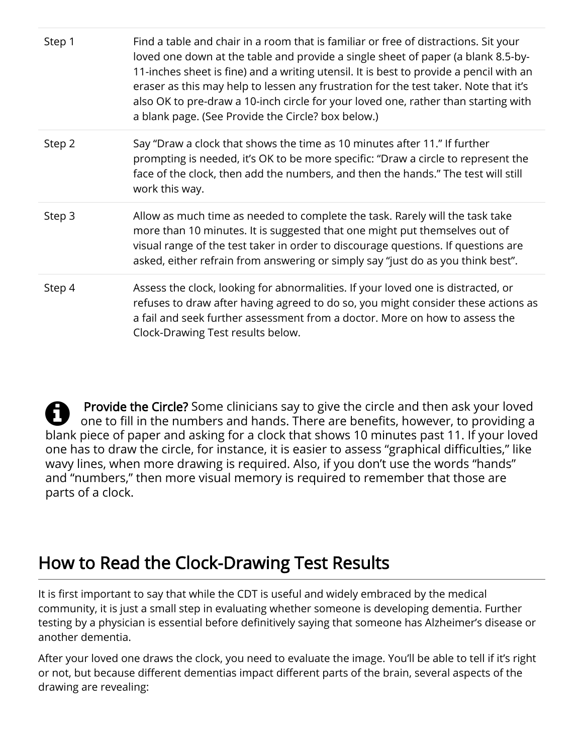| | |
|---|---|
| Step 1 | Find a table and chair in a room that is familiar or free of distractions. Sit your loved one down at the table and provide a single sheet of paper (a blank 8.5-by-11-inches sheet is fine) and a writing utensil. It is best to provide a pencil with an eraser as this may help to lessen any frustration for the test taker. Note that it's also OK to pre-draw a 10-inch circle for your loved one, rather than starting with a blank page. (See Provide the Circle? box below.) |
| Step 2 | Say "Draw a clock that shows the time as 10 minutes after 11." If further prompting is needed, it's OK to be more specific: "Draw a circle to represent the face of the clock, then add the numbers, and then the hands." The test will still work this way. |
| Step 3 | Allow as much time as needed to complete the task. Rarely will the task take more than 10 minutes. It is suggested that one might put themselves out of visual range of the test taker in order to discourage questions. If questions are asked, either refrain from answering or simply say "just do as you think best". |
| Step 4 | Assess the clock, looking for abnormalities. If your loved one is distracted, or refuses to draw after having agreed to do so, you might consider these actions as a fail and seek further assessment from a doctor. More on how to assess the Clock-Drawing Test results below. |

**Provide the Circle?** Some clinicians say to give the circle and then ask your loved one to fill in the numbers and hands. There are benefits, however, to providing a blank piece of paper and asking for a clock that shows 10 minutes past 11. If your loved one has to draw the circle, for instance, it is easier to assess "graphical difficulties," like wavy lines, when more drawing is required. Also, if you don't use the words "hands" and "numbers," then more visual memory is required to remember that those are parts of a clock.

## How to Read the Clock-Drawing Test Results

It is first important to say that while the CDT is useful and widely embraced by the medical community, it is just a small step in evaluating whether someone is developing dementia. Further testing by a physician is essential before definitively saying that someone has Alzheimer's disease or another dementia.

After your loved one draws the clock, you need to evaluate the image. You'll be able to tell if it's right or not, but because different dementias impact different parts of the brain, several aspects of the drawing are revealing: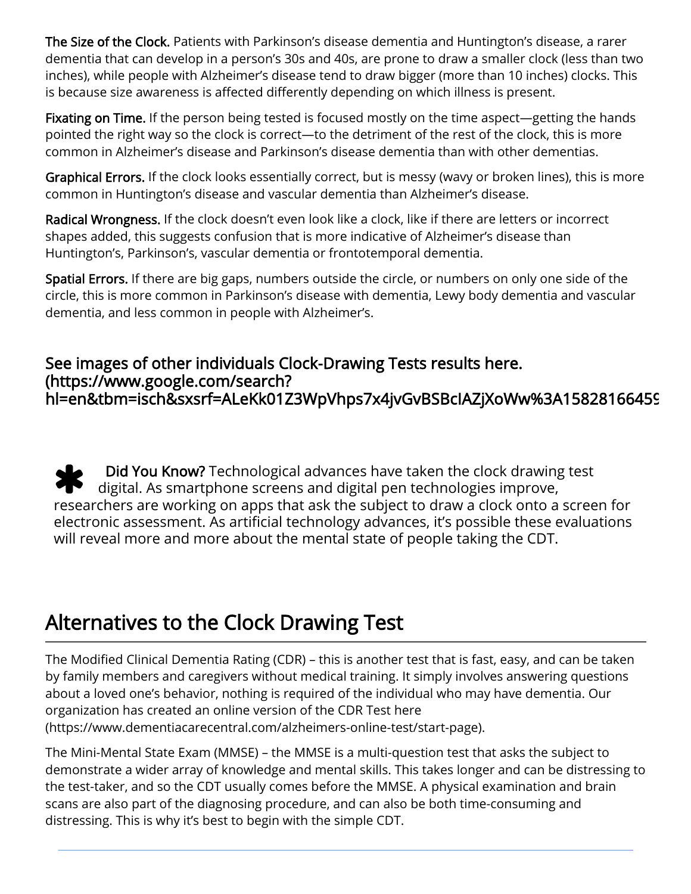**The Size of the Clock.** Patients with Parkinson's disease dementia and Huntington's disease, a rarer dementia that can develop in a person's 30s and 40s, are prone to draw a smaller clock (less than two inches), while people with Alzheimer's disease tend to draw bigger (more than 10 inches) clocks. This is because size awareness is affected differently depending on which illness is present.

**Fixating on Time.** If the person being tested is focused mostly on the time aspect—getting the hands pointed the right way so the clock is correct—to the detriment of the rest of the clock, this is more common in Alzheimer's disease and Parkinson's disease dementia than with other dementias.

**Graphical Errors.** If the clock looks essentially correct, but is messy (wavy or broken lines), this is more common in Huntington's disease and vascular dementia than Alzheimer's disease.

**Radical Wrongness.** If the clock doesn't even look like a clock, like if there are letters or incorrect shapes added, this suggests confusion that is more indicative of Alzheimer's disease than Huntington's, Parkinson's, vascular dementia or frontotemporal dementia.

**Spatial Errors.** If there are big gaps, numbers outside the circle, or numbers on only one side of the circle, this is more common in Parkinson's disease with dementia, Lewy body dementia and vascular dementia, and less common in people with Alzheimer's.

### See images of other individuals Clock-Drawing Tests results here. (https://www.google.com/search?hl=en&tbm=isch&sxsrf=ALeKk01Z3WpVhps7x4jvGvBSBcIAZjXoWw%3A15828166459

✱ **Did You Know?** Technological advances have taken the clock drawing test digital. As smartphone screens and digital pen technologies improve, researchers are working on apps that ask the subject to draw a clock onto a screen for electronic assessment. As artificial technology advances, it's possible these evaluations will reveal more and more about the mental state of people taking the CDT.

## Alternatives to the Clock Drawing Test

The Modified Clinical Dementia Rating (CDR) – this is another test that is fast, easy, and can be taken by family members and caregivers without medical training. It simply involves answering questions about a loved one's behavior, nothing is required of the individual who may have dementia. Our organization has created an online version of the CDR Test here (https://www.dementiacarecentral.com/alzheimers-online-test/start-page).

The Mini-Mental State Exam (MMSE) – the MMSE is a multi-question test that asks the subject to demonstrate a wider array of knowledge and mental skills. This takes longer and can be distressing to the test-taker, and so the CDT usually comes before the MMSE. A physical examination and brain scans are also part of the diagnosing procedure, and can also be both time-consuming and distressing. This is why it's best to begin with the simple CDT.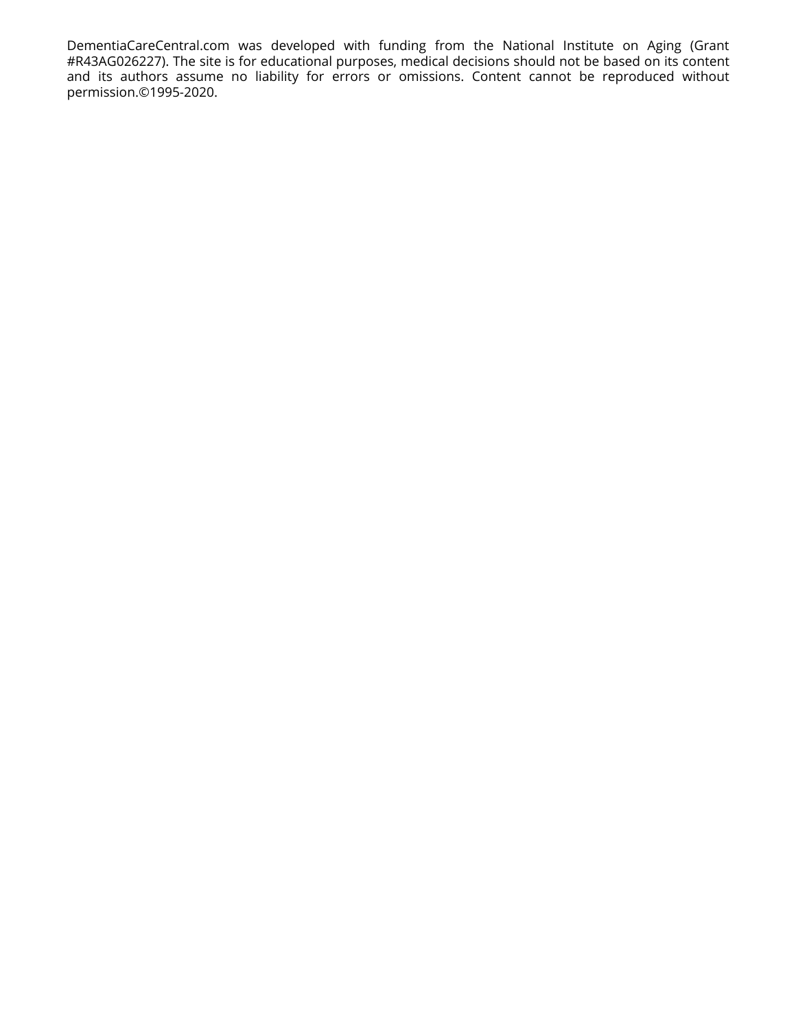DementiaCareCentral.com was developed with funding from the National Institute on Aging (Grant #R43AG026227). The site is for educational purposes, medical decisions should not be based on its content and its authors assume no liability for errors or omissions. Content cannot be reproduced without permission.©1995-2020.